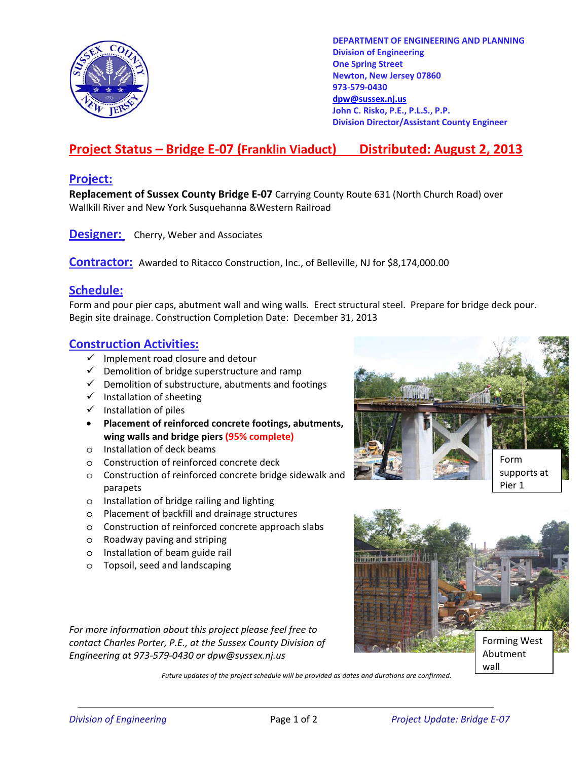**DEPARTMENT OF ENGINEERING AND PLANNING**
**Division of Engineering**
**One Spring Street**
**Newton, New Jersey 07860**
**973-579-0430**
**dpw@sussex.nj.us**
**John C. Risko, P.E., P.L.S., P.P.**
**Division Director/Assistant County Engineer**

# Project Status – Bridge E-07 (Franklin Viaduct) Distributed: August 2, 2013

## Project:

**Replacement of Sussex County Bridge E-07** Carrying County Route 631 (North Church Road) over Wallkill River and New York Susquehanna &Western Railroad

## Designer:

Cherry, Weber and Associates

## Contractor:

Awarded to Ritacco Construction, Inc., of Belleville, NJ for $8,174,000.00

## Schedule:

Form and pour pier caps, abutment wall and wing walls. Erect structural steel. Prepare for bridge deck pour. Begin site drainage. Construction Completion Date: December 31, 2013

## Construction Activities:

- ✓ Implement road closure and detour
- ✓ Demolition of bridge superstructure and ramp
- ✓ Demolition of substructure, abutments and footings
- ✓ Installation of sheeting
- ✓ Installation of piles
- **Placement of reinforced concrete footings, abutments, wing walls and bridge piers (95% complete)**
- o Installation of deck beams
- o Construction of reinforced concrete deck
- o Construction of reinforced concrete bridge sidewalk and parapets
- o Installation of bridge railing and lighting
- o Placement of backfill and drainage structures
- o Construction of reinforced concrete approach slabs
- o Roadway paving and striping
- o Installation of beam guide rail
- o Topsoil, seed and landscaping

Form supports at Pier 1

Forming West Abutment wall

*For more information about this project please feel free to contact Charles Porter, P.E., at the Sussex County Division of Engineering at 973-579-0430 or dpw@sussex.nj.us*

*Future updates of the project schedule will be provided as dates and durations are confirmed.*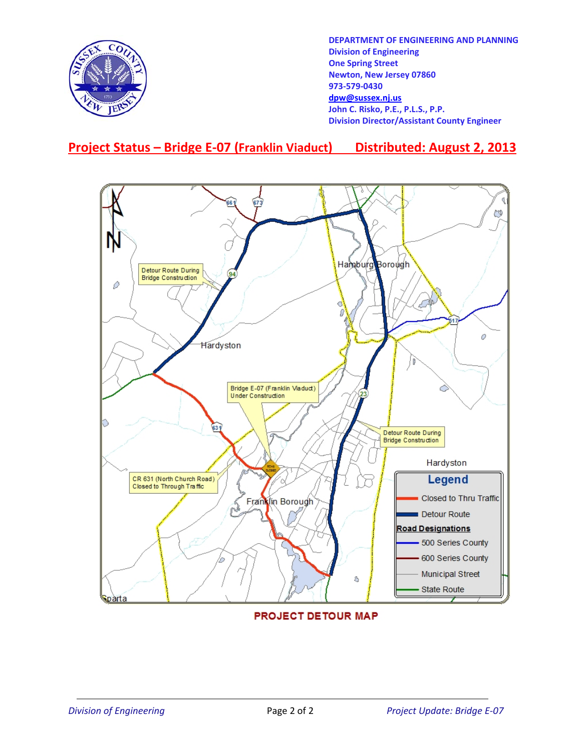**DEPARTMENT OF ENGINEERING AND PLANNING**
**Division of Engineering**
**One Spring Street**
**Newton, New Jersey 07860**
**973-579-0430**
**dpw@sussex.nj.us**
**John C. Risko, P.E., P.L.S., P.P.**
**Division Director/Assistant County Engineer**

## Project Status – Bridge E-07 (Franklin Viaduct)    Distributed: August 2, 2013

Detour Route During Bridge Construction

Hamburg Borough

Hardyston

Bridge E-07 (Franklin Viaduct) Under Construction

Detour Route During Bridge Construction

Hardyston

CR 631 (North Church Road) Closed to Through Traffic

Franklin Borough

Sparta

Legend

Closed to Thru Traffic

Detour Route

Road Designations

500 Series County

600 Series County

Municipal Street

State Route

**PROJECT DETOUR MAP**